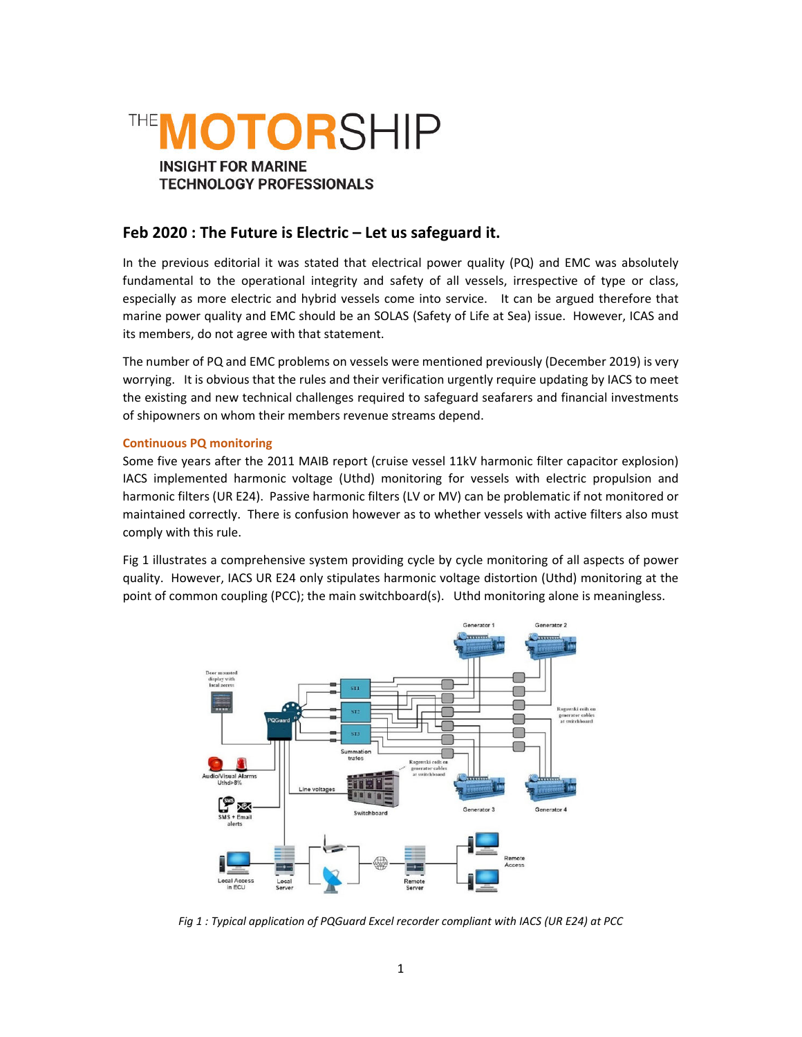# THE MOTORSHIP

INSIGHT FOR MARINE TECHNOLOGY PROFESSIONALS

## Feb 2020 : The Future is Electric – Let us safeguard it.

In the previous editorial it was stated that electrical power quality (PQ) and EMC was absolutely fundamental to the operational integrity and safety of all vessels, irrespective of type or class, especially as more electric and hybrid vessels come into service. It can be argued therefore that marine power quality and EMC should be an SOLAS (Safety of Life at Sea) issue. However, ICAS and its members, do not agree with that statement.

The number of PQ and EMC problems on vessels were mentioned previously (December 2019) is very worrying. It is obvious that the rules and their verification urgently require updating by IACS to meet the existing and new technical challenges required to safeguard seafarers and financial investments of shipowners on whom their members revenue streams depend.

### Continuous PQ monitoring

Some five years after the 2011 MAIB report (cruise vessel 11kV harmonic filter capacitor explosion) IACS implemented harmonic voltage (Uthd) monitoring for vessels with electric propulsion and harmonic filters (UR E24). Passive harmonic filters (LV or MV) can be problematic if not monitored or maintained correctly. There is confusion however as to whether vessels with active filters also must comply with this rule.

Fig 1 illustrates a comprehensive system providing cycle by cycle monitoring of all aspects of power quality. However, IACS UR E24 only stipulates harmonic voltage distortion (Uthd) monitoring at the point of common coupling (PCC); the main switchboard(s). Uthd monitoring alone is meaningless.

*Fig 1 : Typical application of PQGuard Excel recorder compliant with IACS (UR E24) at PCC*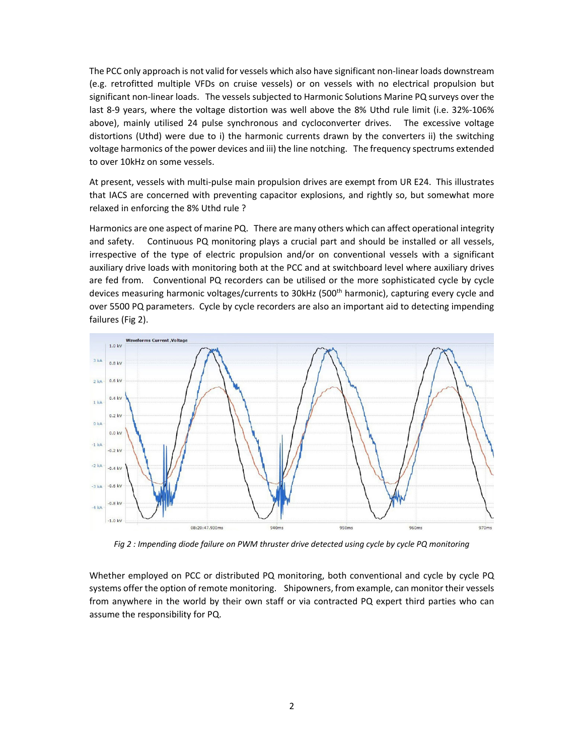The PCC only approach is not valid for vessels which also have significant non-linear loads downstream (e.g. retrofitted multiple VFDs on cruise vessels) or on vessels with no electrical propulsion but significant non-linear loads. The vessels subjected to Harmonic Solutions Marine PQ surveys over the last 8-9 years, where the voltage distortion was well above the 8% Uthd rule limit (i.e. 32%-106% above), mainly utilised 24 pulse synchronous and cycloconverter drives. The excessive voltage distortions (Uthd) were due to i) the harmonic currents drawn by the converters ii) the switching voltage harmonics of the power devices and iii) the line notching. The frequency spectrums extended to over 10kHz on some vessels.

At present, vessels with multi-pulse main propulsion drives are exempt from UR E24. This illustrates that IACS are concerned with preventing capacitor explosions, and rightly so, but somewhat more relaxed in enforcing the 8% Uthd rule ?

Harmonics are one aspect of marine PQ. There are many others which can affect operational integrity and safety. Continuous PQ monitoring plays a crucial part and should be installed or all vessels, irrespective of the type of electric propulsion and/or on conventional vessels with a significant auxiliary drive loads with monitoring both at the PCC and at switchboard level where auxiliary drives are fed from. Conventional PQ recorders can be utilised or the more sophisticated cycle by cycle devices measuring harmonic voltages/currents to 30kHz (500th harmonic), capturing every cycle and over 5500 PQ parameters. Cycle by cycle recorders are also an important aid to detecting impending failures (Fig 2).

*Fig 2 : Impending diode failure on PWM thruster drive detected using cycle by cycle PQ monitoring*

Whether employed on PCC or distributed PQ monitoring, both conventional and cycle by cycle PQ systems offer the option of remote monitoring. Shipowners, from example, can monitor their vessels from anywhere in the world by their own staff or via contracted PQ expert third parties who can assume the responsibility for PQ.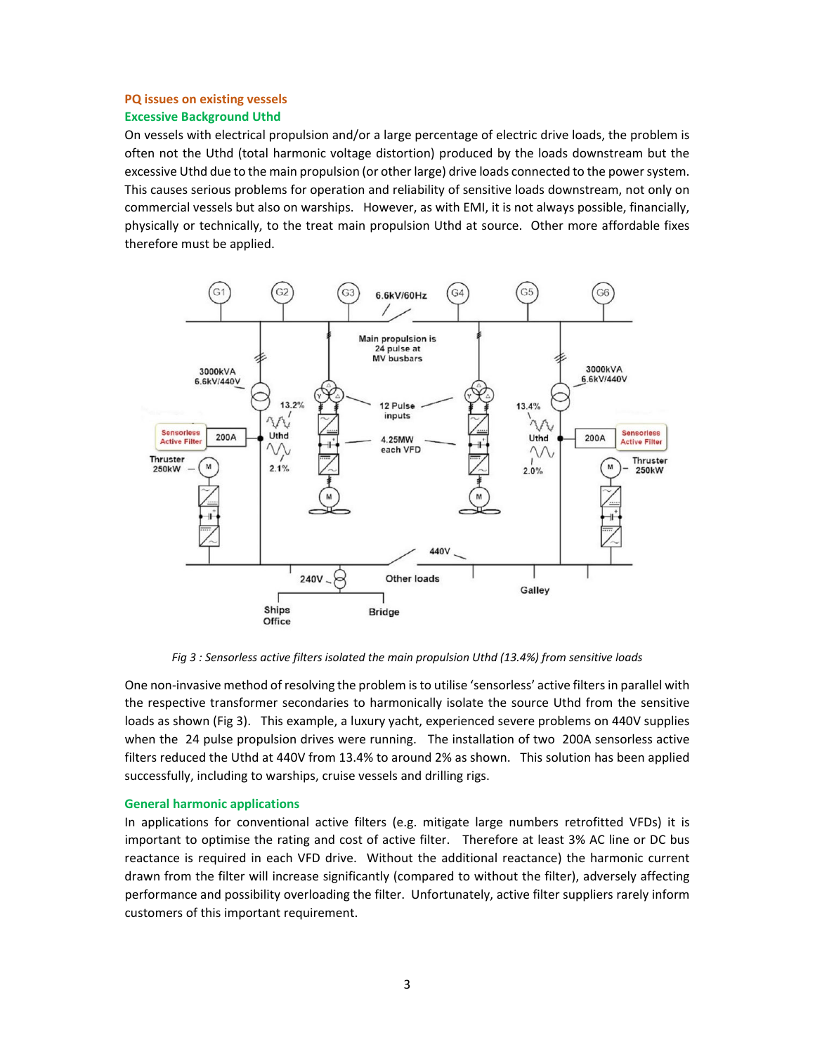## PQ issues on existing vessels

### Excessive Background Uthd

On vessels with electrical propulsion and/or a large percentage of electric drive loads, the problem is often not the Uthd (total harmonic voltage distortion) produced by the loads downstream but the excessive Uthd due to the main propulsion (or other large) drive loads connected to the power system. This causes serious problems for operation and reliability of sensitive loads downstream, not only on commercial vessels but also on warships. However, as with EMI, it is not always possible, financially, physically or technically, to the treat main propulsion Uthd at source. Other more affordable fixes therefore must be applied.

*Fig 3 : Sensorless active filters isolated the main propulsion Uthd (13.4%) from sensitive loads*

One non-invasive method of resolving the problem is to utilise 'sensorless' active filters in parallel with the respective transformer secondaries to harmonically isolate the source Uthd from the sensitive loads as shown (Fig 3). This example, a luxury yacht, experienced severe problems on 440V supplies when the 24 pulse propulsion drives were running. The installation of two 200A sensorless active filters reduced the Uthd at 440V from 13.4% to around 2% as shown. This solution has been applied successfully, including to warships, cruise vessels and drilling rigs.

### General harmonic applications

In applications for conventional active filters (e.g. mitigate large numbers retrofitted VFDs) it is important to optimise the rating and cost of active filter. Therefore at least 3% AC line or DC bus reactance is required in each VFD drive. Without the additional reactance) the harmonic current drawn from the filter will increase significantly (compared to without the filter), adversely affecting performance and possibility overloading the filter. Unfortunately, active filter suppliers rarely inform customers of this important requirement.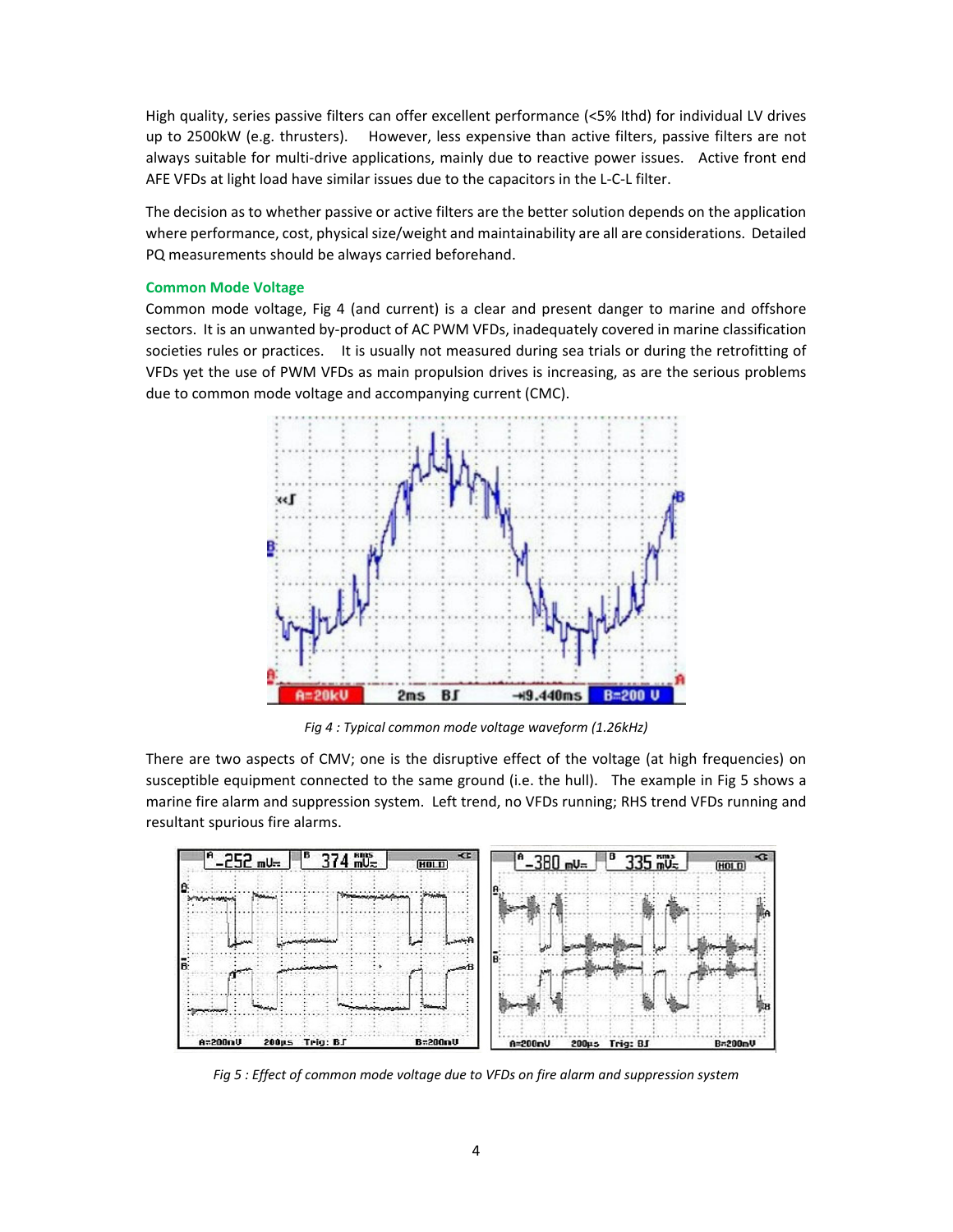High quality, series passive filters can offer excellent performance (<5% Ithd) for individual LV drives up to 2500kW (e.g. thrusters). However, less expensive than active filters, passive filters are not always suitable for multi-drive applications, mainly due to reactive power issues. Active front end AFE VFDs at light load have similar issues due to the capacitors in the L-C-L filter.

The decision as to whether passive or active filters are the better solution depends on the application where performance, cost, physical size/weight and maintainability are all are considerations. Detailed PQ measurements should be always carried beforehand.

### Common Mode Voltage

Common mode voltage, Fig 4 (and current) is a clear and present danger to marine and offshore sectors. It is an unwanted by-product of AC PWM VFDs, inadequately covered in marine classification societies rules or practices. It is usually not measured during sea trials or during the retrofitting of VFDs yet the use of PWM VFDs as main propulsion drives is increasing, as are the serious problems due to common mode voltage and accompanying current (CMC).

*Fig 4 : Typical common mode voltage waveform (1.26kHz)*

There are two aspects of CMV; one is the disruptive effect of the voltage (at high frequencies) on susceptible equipment connected to the same ground (i.e. the hull). The example in Fig 5 shows a marine fire alarm and suppression system. Left trend, no VFDs running; RHS trend VFDs running and resultant spurious fire alarms.

*Fig 5 : Effect of common mode voltage due to VFDs on fire alarm and suppression system*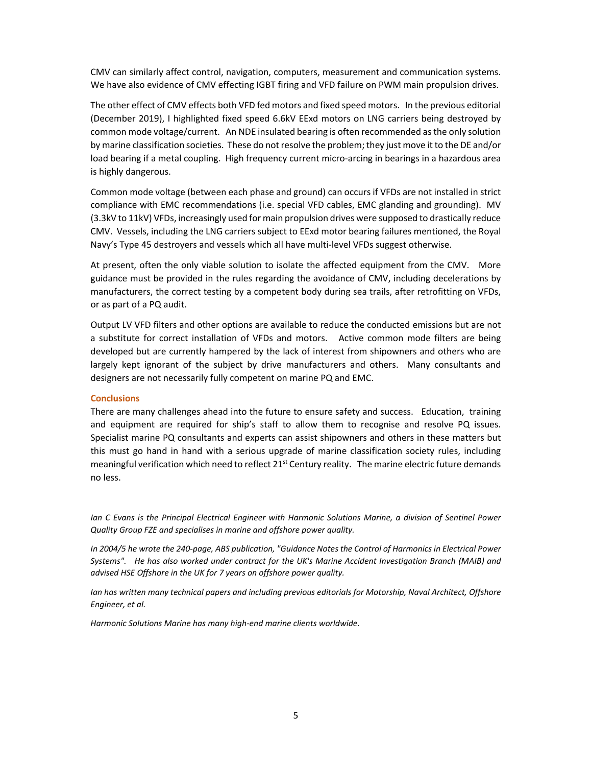CMV can similarly affect control, navigation, computers, measurement and communication systems. We have also evidence of CMV effecting IGBT firing and VFD failure on PWM main propulsion drives.

The other effect of CMV effects both VFD fed motors and fixed speed motors. In the previous editorial (December 2019), I highlighted fixed speed 6.6kV EExd motors on LNG carriers being destroyed by common mode voltage/current. An NDE insulated bearing is often recommended as the only solution by marine classification societies. These do not resolve the problem; they just move it to the DE and/or load bearing if a metal coupling. High frequency current micro-arcing in bearings in a hazardous area is highly dangerous.

Common mode voltage (between each phase and ground) can occurs if VFDs are not installed in strict compliance with EMC recommendations (i.e. special VFD cables, EMC glanding and grounding). MV (3.3kV to 11kV) VFDs, increasingly used for main propulsion drives were supposed to drastically reduce CMV. Vessels, including the LNG carriers subject to EExd motor bearing failures mentioned, the Royal Navy's Type 45 destroyers and vessels which all have multi-level VFDs suggest otherwise.

At present, often the only viable solution to isolate the affected equipment from the CMV. More guidance must be provided in the rules regarding the avoidance of CMV, including decelerations by manufacturers, the correct testing by a competent body during sea trails, after retrofitting on VFDs, or as part of a PQ audit.

Output LV VFD filters and other options are available to reduce the conducted emissions but are not a substitute for correct installation of VFDs and motors. Active common mode filters are being developed but are currently hampered by the lack of interest from shipowners and others who are largely kept ignorant of the subject by drive manufacturers and others. Many consultants and designers are not necessarily fully competent on marine PQ and EMC.

### Conclusions

There are many challenges ahead into the future to ensure safety and success. Education, training and equipment are required for ship's staff to allow them to recognise and resolve PQ issues. Specialist marine PQ consultants and experts can assist shipowners and others in these matters but this must go hand in hand with a serious upgrade of marine classification society rules, including meaningful verification which need to reflect 21st Century reality. The marine electric future demands no less.

*Ian C Evans is the Principal Electrical Engineer with Harmonic Solutions Marine, a division of Sentinel Power Quality Group FZE and specialises in marine and offshore power quality.*

*In 2004/5 he wrote the 240-page, ABS publication, "Guidance Notes the Control of Harmonics in Electrical Power Systems". He has also worked under contract for the UK's Marine Accident Investigation Branch (MAIB) and advised HSE Offshore in the UK for 7 years on offshore power quality.*

*Ian has written many technical papers and including previous editorials for Motorship, Naval Architect, Offshore Engineer, et al.*

*Harmonic Solutions Marine has many high-end marine clients worldwide.*